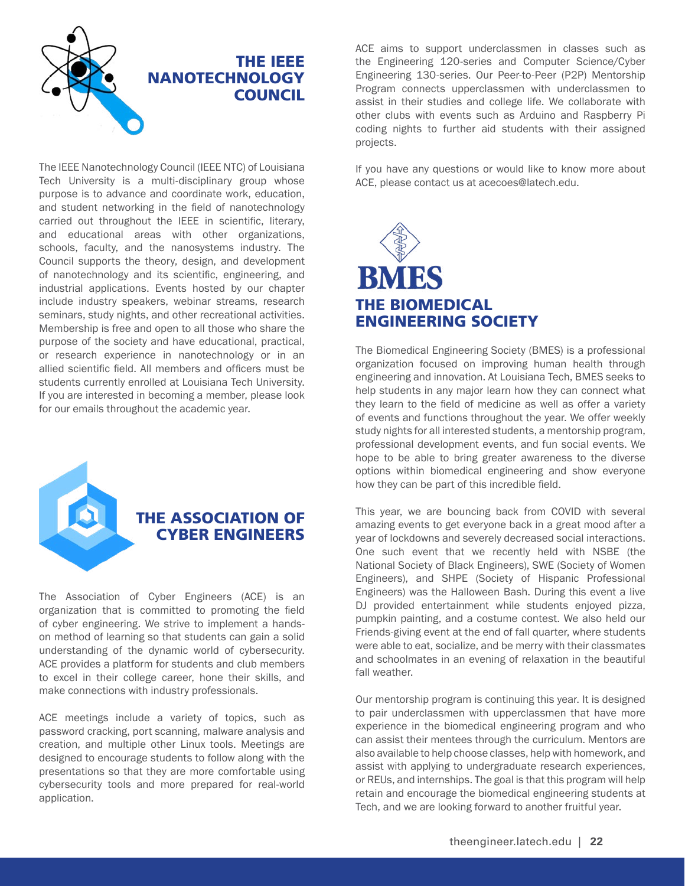## THE IEEE NANOTECHNOLOGY COUNCIL

The IEEE Nanotechnology Council (IEEE NTC) of Louisiana Tech University is a multi-disciplinary group whose purpose is to advance and coordinate work, education, and student networking in the field of nanotechnology carried out throughout the IEEE in scientific, literary, and educational areas with other organizations, schools, faculty, and the nanosystems industry. The Council supports the theory, design, and development of nanotechnology and its scientific, engineering, and industrial applications. Events hosted by our chapter include industry speakers, webinar streams, research seminars, study nights, and other recreational activities. Membership is free and open to all those who share the purpose of the society and have educational, practical, or research experience in nanotechnology or in an allied scientific field. All members and officers must be students currently enrolled at Louisiana Tech University. If you are interested in becoming a member, please look for our emails throughout the academic year.

## THE ASSOCIATION OF CYBER ENGINEERS

The Association of Cyber Engineers (ACE) is an organization that is committed to promoting the field of cyber engineering. We strive to implement a hands-on method of learning so that students can gain a solid understanding of the dynamic world of cybersecurity. ACE provides a platform for students and club members to excel in their college career, hone their skills, and make connections with industry professionals.

ACE meetings include a variety of topics, such as password cracking, port scanning, malware analysis and creation, and multiple other Linux tools. Meetings are designed to encourage students to follow along with the presentations so that they are more comfortable using cybersecurity tools and more prepared for real-world application.

ACE aims to support underclassmen in classes such as the Engineering 120-series and Computer Science/Cyber Engineering 130-series. Our Peer-to-Peer (P2P) Mentorship Program connects upperclassmen with underclassmen to assist in their studies and college life. We collaborate with other clubs with events such as Arduino and Raspberry Pi coding nights to further aid students with their assigned projects.

If you have any questions or would like to know more about ACE, please contact us at acecoes@latech.edu.

BMES

## THE BIOMEDICAL ENGINEERING SOCIETY

The Biomedical Engineering Society (BMES) is a professional organization focused on improving human health through engineering and innovation. At Louisiana Tech, BMES seeks to help students in any major learn how they can connect what they learn to the field of medicine as well as offer a variety of events and functions throughout the year. We offer weekly study nights for all interested students, a mentorship program, professional development events, and fun social events. We hope to be able to bring greater awareness to the diverse options within biomedical engineering and show everyone how they can be part of this incredible field.

This year, we are bouncing back from COVID with several amazing events to get everyone back in a great mood after a year of lockdowns and severely decreased social interactions. One such event that we recently held with NSBE (the National Society of Black Engineers), SWE (Society of Women Engineers), and SHPE (Society of Hispanic Professional Engineers) was the Halloween Bash. During this event a live DJ provided entertainment while students enjoyed pizza, pumpkin painting, and a costume contest. We also held our Friends-giving event at the end of fall quarter, where students were able to eat, socialize, and be merry with their classmates and schoolmates in an evening of relaxation in the beautiful fall weather.

Our mentorship program is continuing this year. It is designed to pair underclassmen with upperclassmen that have more experience in the biomedical engineering program and who can assist their mentees through the curriculum. Mentors are also available to help choose classes, help with homework, and assist with applying to undergraduate research experiences, or REUs, and internships. The goal is that this program will help retain and encourage the biomedical engineering students at Tech, and we are looking forward to another fruitful year.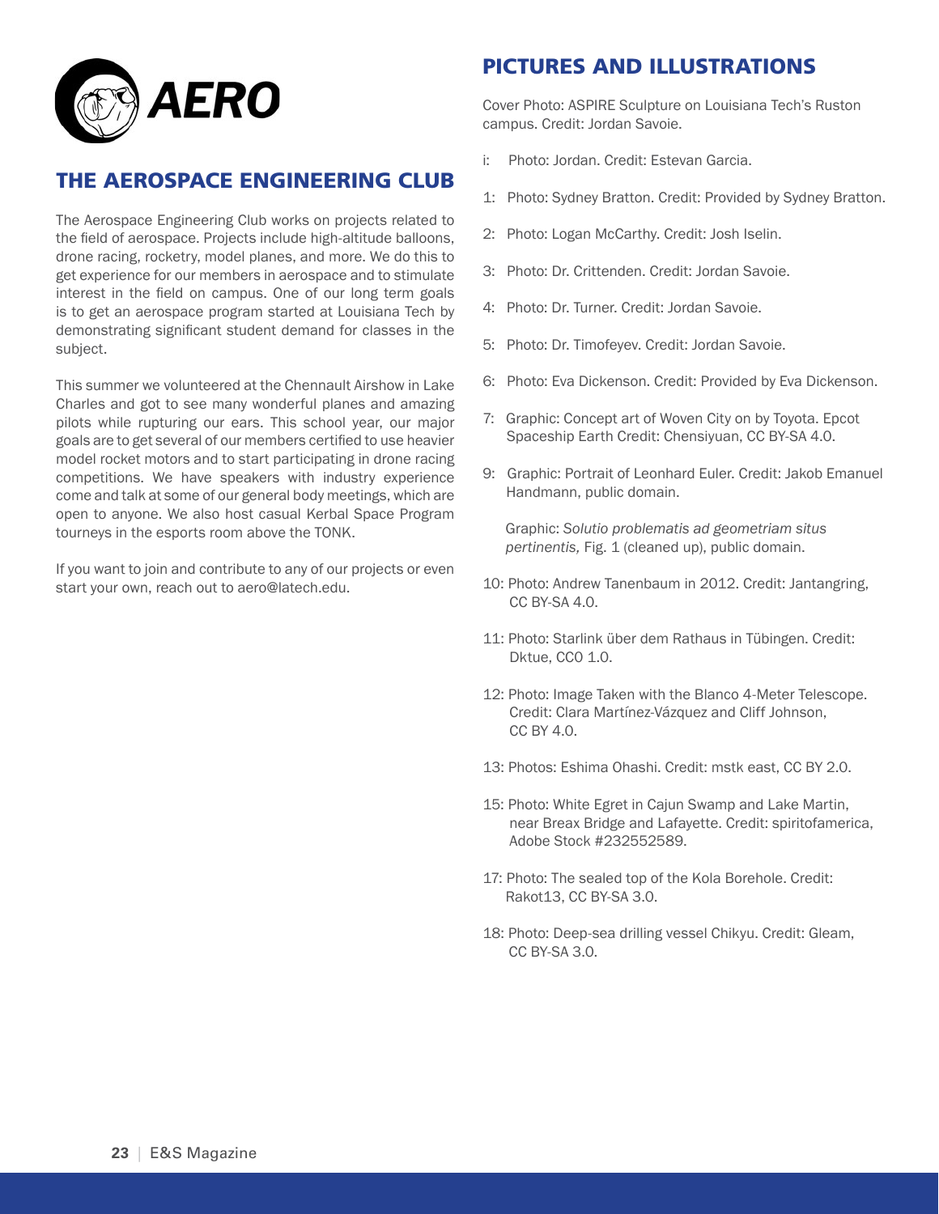AERO

## THE AEROSPACE ENGINEERING CLUB

The Aerospace Engineering Club works on projects related to the field of aerospace. Projects include high-altitude balloons, drone racing, rocketry, model planes, and more. We do this to get experience for our members in aerospace and to stimulate interest in the field on campus. One of our long term goals is to get an aerospace program started at Louisiana Tech by demonstrating significant student demand for classes in the subject.

This summer we volunteered at the Chennault Airshow in Lake Charles and got to see many wonderful planes and amazing pilots while rupturing our ears. This school year, our major goals are to get several of our members certified to use heavier model rocket motors and to start participating in drone racing competitions. We have speakers with industry experience come and talk at some of our general body meetings, which are open to anyone. We also host casual Kerbal Space Program tourneys in the esports room above the TONK.

If you want to join and contribute to any of our projects or even start your own, reach out to aero@latech.edu.

## PICTURES AND ILLUSTRATIONS

Cover Photo: ASPIRE Sculpture on Louisiana Tech's Ruston campus. Credit: Jordan Savoie.

i: Photo: Jordan. Credit: Estevan Garcia.

1: Photo: Sydney Bratton. Credit: Provided by Sydney Bratton.

2: Photo: Logan McCarthy. Credit: Josh Iselin.

3: Photo: Dr. Crittenden. Credit: Jordan Savoie.

4: Photo: Dr. Turner. Credit: Jordan Savoie.

5: Photo: Dr. Timofeyev. Credit: Jordan Savoie.

6: Photo: Eva Dickenson. Credit: Provided by Eva Dickenson.

7: Graphic: Concept art of Woven City on by Toyota. Epcot Spaceship Earth Credit: Chensiyuan, CC BY-SA 4.0.

9: Graphic: Portrait of Leonhard Euler. Credit: Jakob Emanuel Handmann, public domain.

Graphic: *Solutio problematis ad geometriam situs pertinentis,* Fig. 1 (cleaned up), public domain.

10: Photo: Andrew Tanenbaum in 2012. Credit: Jantangring, CC BY-SA 4.0.

11: Photo: Starlink über dem Rathaus in Tübingen. Credit: Dktue, CC0 1.0.

12: Photo: Image Taken with the Blanco 4-Meter Telescope. Credit: Clara Martínez-Vázquez and Cliff Johnson, CC BY 4.0.

13: Photos: Eshima Ohashi. Credit: mstk east, CC BY 2.0.

15: Photo: White Egret in Cajun Swamp and Lake Martin, near Breax Bridge and Lafayette. Credit: spiritofamerica, Adobe Stock #232552589.

17: Photo: The sealed top of the Kola Borehole. Credit: Rakot13, CC BY-SA 3.0.

18: Photo: Deep-sea drilling vessel Chikyu. Credit: Gleam, CC BY-SA 3.0.